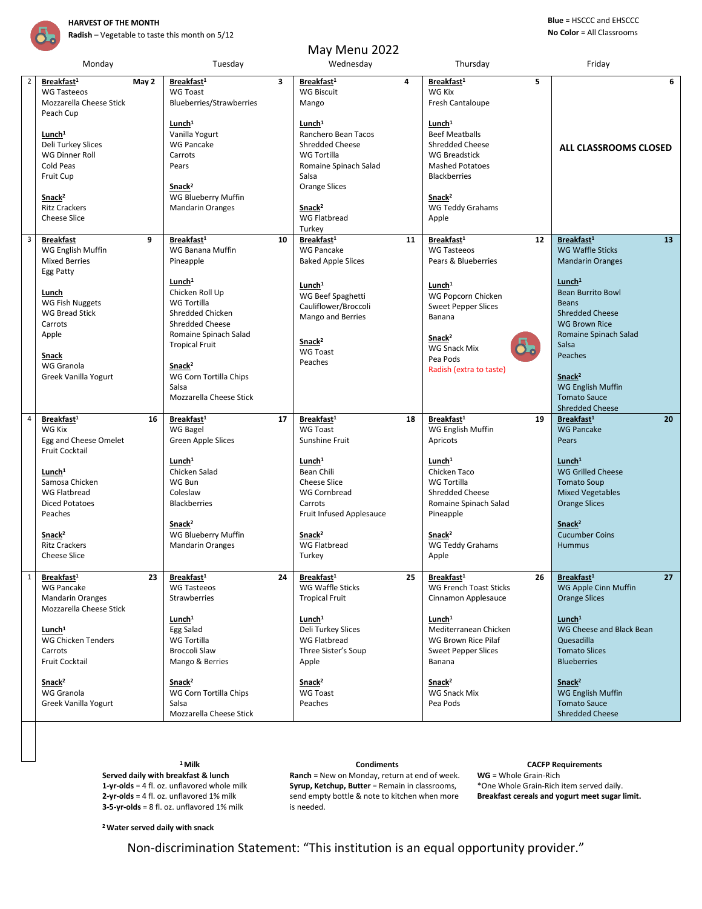**HARVEST OF THE MONTH**
**Radish** – Vegetable to taste this month on 5/12

**Blue** = HSCCC and EHSCCC
**No Color** = All Classrooms

# May Menu 2022

| Week | Monday | Tuesday | Wednesday | Thursday | Friday |
|---|---|---|---|---|---|
| 2 | **May 2** <br> **Breakfast**[1] <br> WG Tasteeos <br> Mozzarella Cheese Stick <br> Peach Cup <br><br> **Lunch**[1] <br> Deli Turkey Slices <br> WG Dinner Roll <br> Cold Peas <br> Fruit Cup <br><br> **Snack**[2] <br> Ritz Crackers <br> Cheese Slice | **3** <br> **Breakfast**[1] <br> WG Toast <br> Blueberries/Strawberries <br><br> **Lunch**[1] <br> Vanilla Yogurt <br> WG Pancake <br> Carrots <br> Pears <br><br> **Snack**[2] <br> WG Blueberry Muffin <br> Mandarin Oranges | **4** <br> **Breakfast**[1] <br> WG Biscuit <br> Mango <br><br> **Lunch**[1] <br> Ranchero Bean Tacos <br> Shredded Cheese <br> WG Tortilla <br> Romaine Spinach Salad <br> Salsa <br> Orange Slices <br><br> **Snack**[2] <br> WG Flatbread <br> Turkey | **5** <br> **Breakfast**[1] <br> WG Kix <br> Fresh Cantaloupe <br><br> **Lunch**[1] <br> Beef Meatballs <br> Shredded Cheese <br> WG Breadstick <br> Mashed Potatoes <br> Blackberries <br><br> **Snack**[2] <br> WG Teddy Grahams <br> Apple | **6** <br> **ALL CLASSROOMS CLOSED** |
| 3 | **9** <br> **Breakfast** <br> WG English Muffin <br> Mixed Berries <br> Egg Patty <br><br> **Lunch** <br> WG Fish Nuggets <br> WG Bread Stick <br> Carrots <br> Apple <br><br> **Snack** <br> WG Granola <br> Greek Vanilla Yogurt | **10** <br> **Breakfast**[1] <br> WG Banana Muffin <br> Pineapple <br><br> **Lunch**[1] <br> Chicken Roll Up <br> WG Tortilla <br> Shredded Chicken <br> Shredded Cheese <br> Romaine Spinach Salad <br> Tropical Fruit <br><br> **Snack**[2] <br> WG Corn Tortilla Chips <br> Salsa <br> Mozzarella Cheese Stick | **11** <br> **Breakfast**[1] <br> WG Pancake <br> Baked Apple Slices <br><br> **Lunch**[1] <br> WG Beef Spaghetti <br> Cauliflower/Broccoli <br> Mango and Berries <br><br> **Snack**[2] <br> WG Toast <br> Peaches | **12** <br> **Breakfast**[1] <br> WG Tasteeos <br> Pears & Blueberries <br><br> **Lunch**[1] <br> WG Popcorn Chicken <br> Sweet Pepper Slices <br> Banana <br><br> **Snack**[2] <br> WG Snack Mix <br> Pea Pods <br> Radish (extra to taste) | **13** <br> **Breakfast**[1] <br> WG Waffle Sticks <br> Mandarin Oranges <br><br> **Lunch**[1] <br> Bean Burrito Bowl <br> Beans <br> Shredded Cheese <br> WG Brown Rice <br> Romaine Spinach Salad <br> Salsa <br> Peaches <br><br> **Snack**[2] <br> WG English Muffin <br> Tomato Sauce <br> Shredded Cheese |
| 4 | **16** <br> **Breakfast**[1] <br> WG Kix <br> Egg and Cheese Omelet <br> Fruit Cocktail <br><br> **Lunch**[1] <br> Samosa Chicken <br> WG Flatbread <br> Diced Potatoes <br> Peaches <br><br> **Snack**[2] <br> Ritz Crackers <br> Cheese Slice | **17** <br> **Breakfast**[1] <br> WG Bagel <br> Green Apple Slices <br><br> **Lunch**[1] <br> Chicken Salad <br> WG Bun <br> Coleslaw <br> Blackberries <br><br> **Snack**[2] <br> WG Blueberry Muffin <br> Mandarin Oranges | **18** <br> **Breakfast**[1] <br> WG Toast <br> Sunshine Fruit <br><br> **Lunch**[1] <br> Bean Chili <br> Cheese Slice <br> WG Cornbread <br> Carrots <br> Fruit Infused Applesauce <br><br> **Snack**[2] <br> WG Flatbread <br> Turkey | **19** <br> **Breakfast**[1] <br> WG English Muffin <br> Apricots <br><br> **Lunch**[1] <br> Chicken Taco <br> WG Tortilla <br> Shredded Cheese <br> Romaine Spinach Salad <br> Pineapple <br><br> **Snack**[2] <br> WG Teddy Grahams <br> Apple | **20** <br> **Breakfast**[1] <br> WG Pancake <br> Pears <br><br> **Lunch**[1] <br> WG Grilled Cheese <br> Tomato Soup <br> Mixed Vegetables <br> Orange Slices <br><br> **Snack**[2] <br> Cucumber Coins <br> Hummus |
| 1 | **23** <br> **Breakfast**[1] <br> WG Pancake <br> Mandarin Oranges <br> Mozzarella Cheese Stick <br><br> **Lunch**[1] <br> WG Chicken Tenders <br> Carrots <br> Fruit Cocktail <br><br> **Snack**[2] <br> WG Granola <br> Greek Vanilla Yogurt | **24** <br> **Breakfast**[1] <br> WG Tasteeos <br> Strawberries <br><br> **Lunch**[1] <br> Egg Salad <br> WG Tortilla <br> Broccoli Slaw <br> Mango & Berries <br><br> **Snack**[2] <br> WG Corn Tortilla Chips <br> Salsa <br> Mozzarella Cheese Stick | **25** <br> **Breakfast**[1] <br> WG Waffle Sticks <br> Tropical Fruit <br><br> **Lunch**[1] <br> Deli Turkey Slices <br> WG Flatbread <br> Three Sister's Soup <br> Apple <br><br> **Snack**[2] <br> WG Toast <br> Peaches | **26** <br> **Breakfast**[1] <br> WG French Toast Sticks <br> Cinnamon Applesauce <br><br> **Lunch**[1] <br> Mediterranean Chicken <br> WG Brown Rice Pilaf <br> Sweet Pepper Slices <br> Banana <br><br> **Snack**[2] <br> WG Snack Mix <br> Pea Pods | **27** <br> **Breakfast**[1] <br> WG Apple Cinn Muffin <br> Orange Slices <br><br> **Lunch**[1] <br> WG Cheese and Black Bean Quesadilla <br> Tomato Slices <br> Blueberries <br><br> **Snack**[2] <br> WG English Muffin <br> Tomato Sauce <br> Shredded Cheese |

**[1] Milk**
**Served daily with breakfast & lunch**
**1-yr-olds** = 4 fl. oz. unflavored whole milk
**2-yr-olds** = 4 fl. oz. unflavored 1% milk
**3-5-yr-olds** = 8 fl. oz. unflavored 1% milk

**[2] Water served daily with snack**

**Condiments**
**Ranch** = New on Monday, return at end of week.
**Syrup, Ketchup, Butter** = Remain in classrooms, send empty bottle & note to kitchen when more is needed.

**CACFP Requirements**
**WG** = Whole Grain-Rich
*One Whole Grain-Rich item served daily.
**Breakfast cereals and yogurt meet sugar limit.**

Non-discrimination Statement: "This institution is an equal opportunity provider."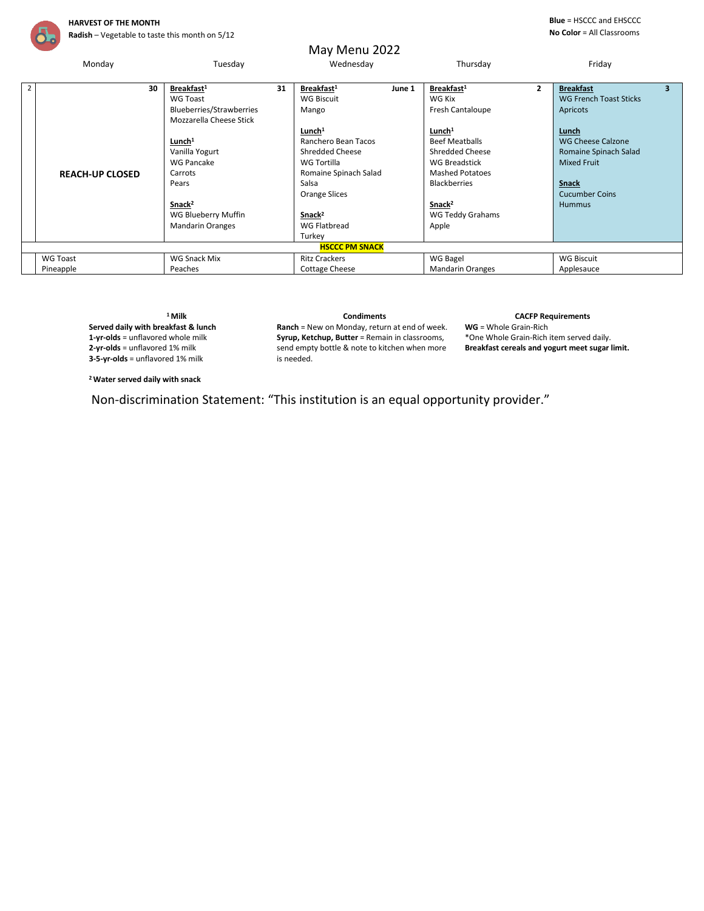**HARVEST OF THE MONTH**
**Radish** – Vegetable to taste this month on 5/12

**Blue** = HSCCC and EHSCCC
**No Color** = All Classrooms

# May Menu 2022

| | Monday | Tuesday | Wednesday | Thursday | Friday |
|---|---|---|---|---|---|
| 2 | 30<br>**REACH-UP CLOSED** | 31<br>**Breakfast**[1]<br>WG Toast<br>Blueberries/Strawberries<br>Mozzarella Cheese Stick<br><br>**Lunch**[1]<br>Vanilla Yogurt<br>WG Pancake<br>Carrots<br>Pears<br><br>**Snack**[2]<br>WG Blueberry Muffin<br>Mandarin Oranges | June 1<br>**Breakfast**[1]<br>WG Biscuit<br>Mango<br><br>**Lunch**[1]<br>Ranchero Bean Tacos<br>Shredded Cheese<br>WG Tortilla<br>Romaine Spinach Salad<br>Salsa<br>Orange Slices<br><br>**Snack**[2]<br>WG Flatbread<br>Turkey | 2<br>**Breakfast**[1]<br>WG Kix<br>Fresh Cantaloupe<br><br>**Lunch**[1]<br>Beef Meatballs<br>Shredded Cheese<br>WG Breadstick<br>Mashed Potatoes<br>Blackberries<br><br>**Snack**[2]<br>WG Teddy Grahams<br>Apple | 3<br>**Breakfast**<br>WG French Toast Sticks<br>Apricots<br><br>**Lunch**<br>WG Cheese Calzone<br>Romaine Spinach Salad<br>Mixed Fruit<br><br>**Snack**<br>Cucumber Coins<br>Hummus |
| | **HSCCC PM SNACK** | | | | |
| | WG Toast<br>Pineapple | WG Snack Mix<br>Peaches | Ritz Crackers<br>Cottage Cheese | WG Bagel<br>Mandarin Oranges | WG Biscuit<br>Applesauce |

[1] **Milk**
**Served daily with breakfast & lunch**
**1-yr-olds** = unflavored whole milk
**2-yr-olds** = unflavored 1% milk
**3-5-yr-olds** = unflavored 1% milk

[2] **Water served daily with snack**

**Condiments**
**Ranch** = New on Monday, return at end of week.
**Syrup, Ketchup, Butter** = Remain in classrooms, send empty bottle & note to kitchen when more is needed.

**CACFP Requirements**
**WG** = Whole Grain-Rich
*One Whole Grain-Rich item served daily.
**Breakfast cereals and yogurt meet sugar limit.**

Non-discrimination Statement: "This institution is an equal opportunity provider."